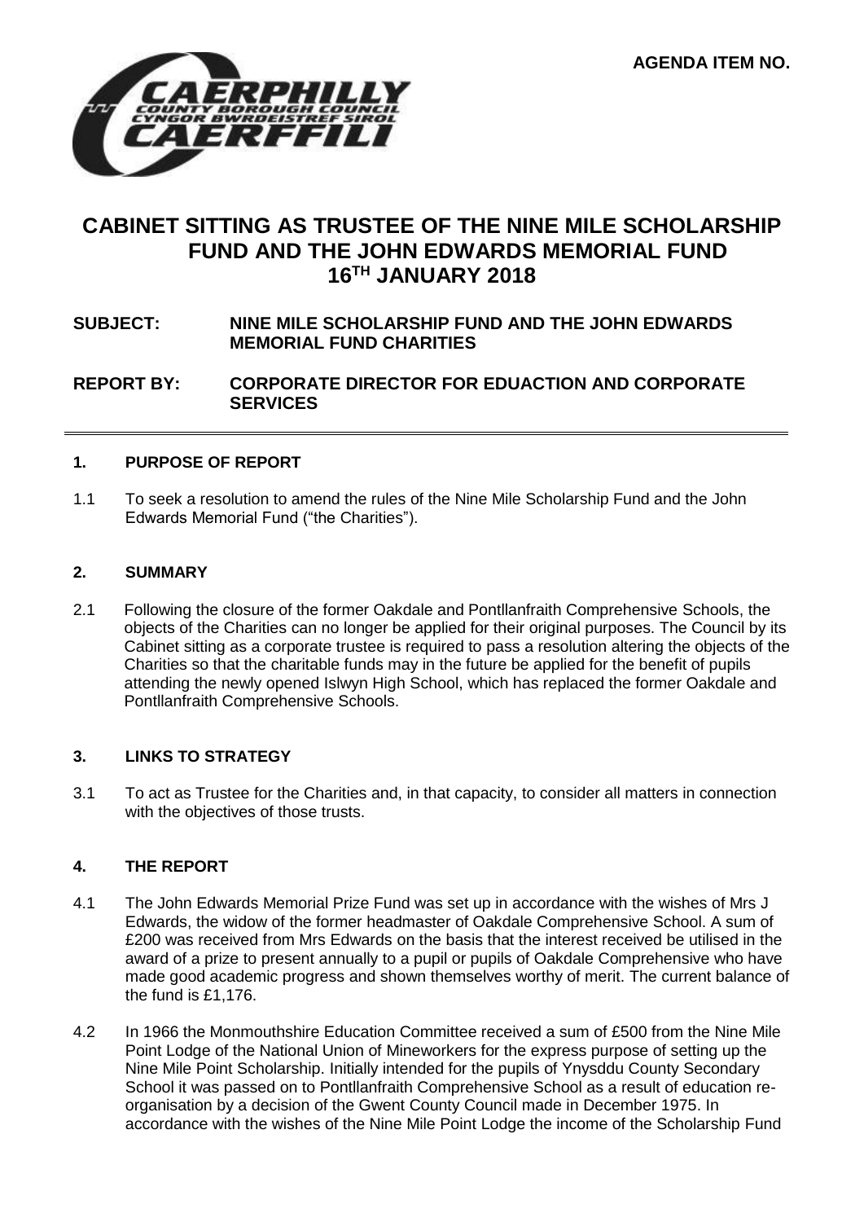**AGENDA ITEM NO.**

# CABINET SITTING AS TRUSTEE OF THE NINE MILE SCHOLARSHIP FUND AND THE JOHN EDWARDS MEMORIAL FUND 16TH JANUARY 2018

**SUBJECT: NINE MILE SCHOLARSHIP FUND AND THE JOHN EDWARDS MEMORIAL FUND CHARITIES**

**REPORT BY: CORPORATE DIRECTOR FOR EDUACTION AND CORPORATE SERVICES**

## 1. PURPOSE OF REPORT

1.1 To seek a resolution to amend the rules of the Nine Mile Scholarship Fund and the John Edwards Memorial Fund ("the Charities").

## 2. SUMMARY

2.1 Following the closure of the former Oakdale and Pontllanfraith Comprehensive Schools, the objects of the Charities can no longer be applied for their original purposes. The Council by its Cabinet sitting as a corporate trustee is required to pass a resolution altering the objects of the Charities so that the charitable funds may in the future be applied for the benefit of pupils attending the newly opened Islwyn High School, which has replaced the former Oakdale and Pontllanfraith Comprehensive Schools.

## 3. LINKS TO STRATEGY

3.1 To act as Trustee for the Charities and, in that capacity, to consider all matters in connection with the objectives of those trusts.

## 4. THE REPORT

4.1 The John Edwards Memorial Prize Fund was set up in accordance with the wishes of Mrs J Edwards, the widow of the former headmaster of Oakdale Comprehensive School. A sum of £200 was received from Mrs Edwards on the basis that the interest received be utilised in the award of a prize to present annually to a pupil or pupils of Oakdale Comprehensive who have made good academic progress and shown themselves worthy of merit. The current balance of the fund is £1,176.

4.2 In 1966 the Monmouthshire Education Committee received a sum of £500 from the Nine Mile Point Lodge of the National Union of Mineworkers for the express purpose of setting up the Nine Mile Point Scholarship. Initially intended for the pupils of Ynysddu County Secondary School it was passed on to Pontllanfraith Comprehensive School as a result of education re-organisation by a decision of the Gwent County Council made in December 1975. In accordance with the wishes of the Nine Mile Point Lodge the income of the Scholarship Fund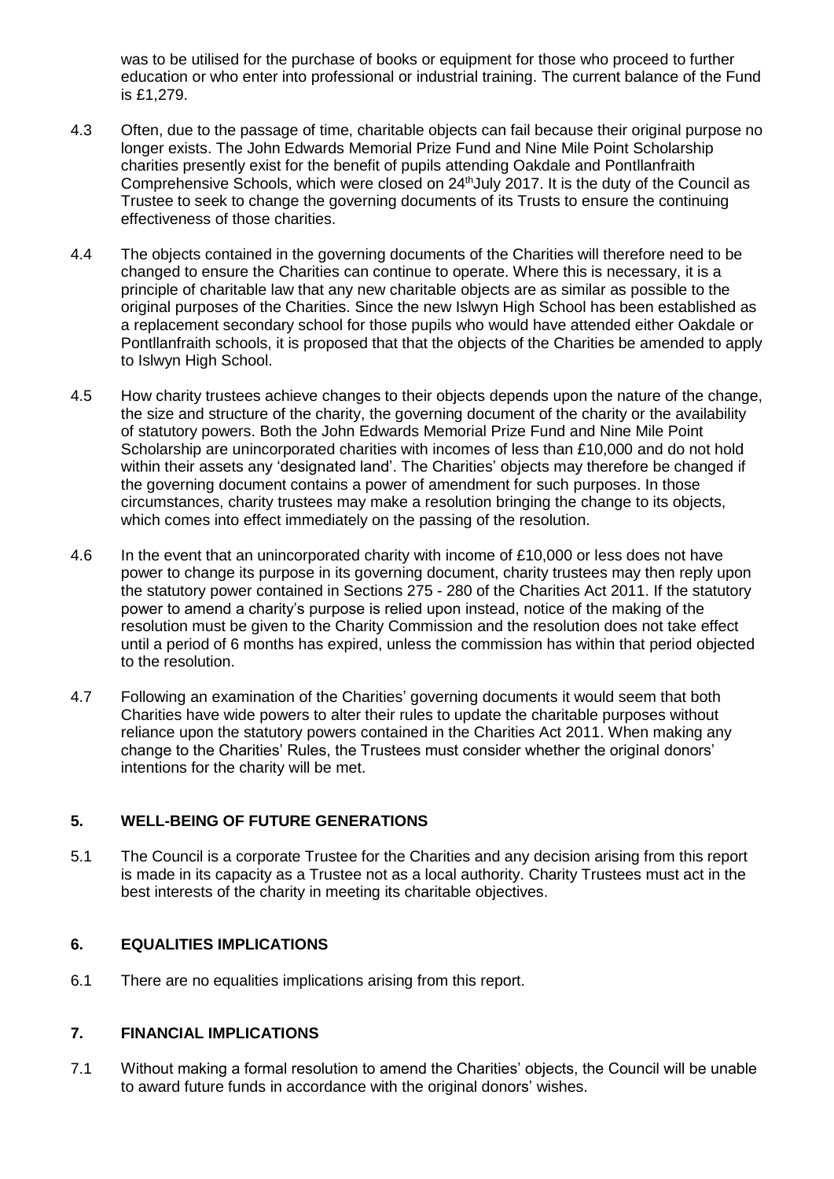was to be utilised for the purchase of books or equipment for those who proceed to further education or who enter into professional or industrial training. The current balance of the Fund is £1,279.

4.3 Often, due to the passage of time, charitable objects can fail because their original purpose no longer exists. The John Edwards Memorial Prize Fund and Nine Mile Point Scholarship charities presently exist for the benefit of pupils attending Oakdale and Pontllanfraith Comprehensive Schools, which were closed on 24th July 2017. It is the duty of the Council as Trustee to seek to change the governing documents of its Trusts to ensure the continuing effectiveness of those charities.

4.4 The objects contained in the governing documents of the Charities will therefore need to be changed to ensure the Charities can continue to operate. Where this is necessary, it is a principle of charitable law that any new charitable objects are as similar as possible to the original purposes of the Charities. Since the new Islwyn High School has been established as a replacement secondary school for those pupils who would have attended either Oakdale or Pontllanfraith schools, it is proposed that that the objects of the Charities be amended to apply to Islwyn High School.

4.5 How charity trustees achieve changes to their objects depends upon the nature of the change, the size and structure of the charity, the governing document of the charity or the availability of statutory powers. Both the John Edwards Memorial Prize Fund and Nine Mile Point Scholarship are unincorporated charities with incomes of less than £10,000 and do not hold within their assets any 'designated land'. The Charities' objects may therefore be changed if the governing document contains a power of amendment for such purposes. In those circumstances, charity trustees may make a resolution bringing the change to its objects, which comes into effect immediately on the passing of the resolution.

4.6 In the event that an unincorporated charity with income of £10,000 or less does not have power to change its purpose in its governing document, charity trustees may then reply upon the statutory power contained in Sections 275 - 280 of the Charities Act 2011. If the statutory power to amend a charity's purpose is relied upon instead, notice of the making of the resolution must be given to the Charity Commission and the resolution does not take effect until a period of 6 months has expired, unless the commission has within that period objected to the resolution.

4.7 Following an examination of the Charities' governing documents it would seem that both Charities have wide powers to alter their rules to update the charitable purposes without reliance upon the statutory powers contained in the Charities Act 2011. When making any change to the Charities' Rules, the Trustees must consider whether the original donors' intentions for the charity will be met.

## 5. WELL-BEING OF FUTURE GENERATIONS

5.1 The Council is a corporate Trustee for the Charities and any decision arising from this report is made in its capacity as a Trustee not as a local authority. Charity Trustees must act in the best interests of the charity in meeting its charitable objectives.

## 6. EQUALITIES IMPLICATIONS

6.1 There are no equalities implications arising from this report.

## 7. FINANCIAL IMPLICATIONS

7.1 Without making a formal resolution to amend the Charities' objects, the Council will be unable to award future funds in accordance with the original donors' wishes.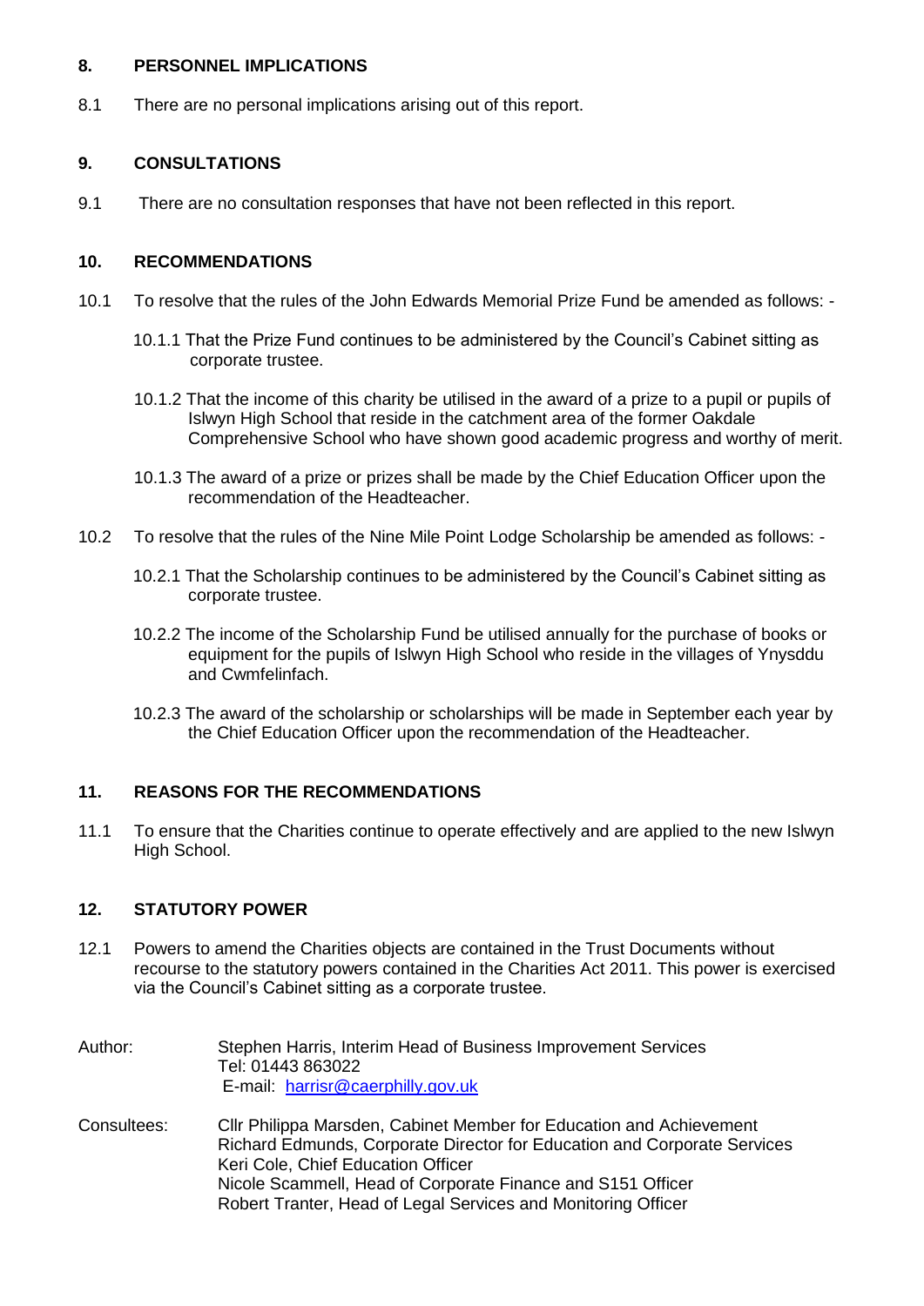## 8. PERSONNEL IMPLICATIONS

8.1 There are no personal implications arising out of this report.

## 9. CONSULTATIONS

9.1 There are no consultation responses that have not been reflected in this report.

## 10. RECOMMENDATIONS

10.1 To resolve that the rules of the John Edwards Memorial Prize Fund be amended as follows: -

10.1.1 That the Prize Fund continues to be administered by the Council's Cabinet sitting as corporate trustee.

10.1.2 That the income of this charity be utilised in the award of a prize to a pupil or pupils of Islwyn High School that reside in the catchment area of the former Oakdale Comprehensive School who have shown good academic progress and worthy of merit.

10.1.3 The award of a prize or prizes shall be made by the Chief Education Officer upon the recommendation of the Headteacher.

10.2 To resolve that the rules of the Nine Mile Point Lodge Scholarship be amended as follows: -

10.2.1 That the Scholarship continues to be administered by the Council's Cabinet sitting as corporate trustee.

10.2.2 The income of the Scholarship Fund be utilised annually for the purchase of books or equipment for the pupils of Islwyn High School who reside in the villages of Ynysddu and Cwmfelinfach.

10.2.3 The award of the scholarship or scholarships will be made in September each year by the Chief Education Officer upon the recommendation of the Headteacher.

## 11. REASONS FOR THE RECOMMENDATIONS

11.1 To ensure that the Charities continue to operate effectively and are applied to the new Islwyn High School.

## 12. STATUTORY POWER

12.1 Powers to amend the Charities objects are contained in the Trust Documents without recourse to the statutory powers contained in the Charities Act 2011. This power is exercised via the Council's Cabinet sitting as a corporate trustee.

Author: Stephen Harris, Interim Head of Business Improvement Services
Tel: 01443 863022
E-mail: harrisr@caerphilly.gov.uk

Consultees: Cllr Philippa Marsden, Cabinet Member for Education and Achievement
Richard Edmunds, Corporate Director for Education and Corporate Services
Keri Cole, Chief Education Officer
Nicole Scammell, Head of Corporate Finance and S151 Officer
Robert Tranter, Head of Legal Services and Monitoring Officer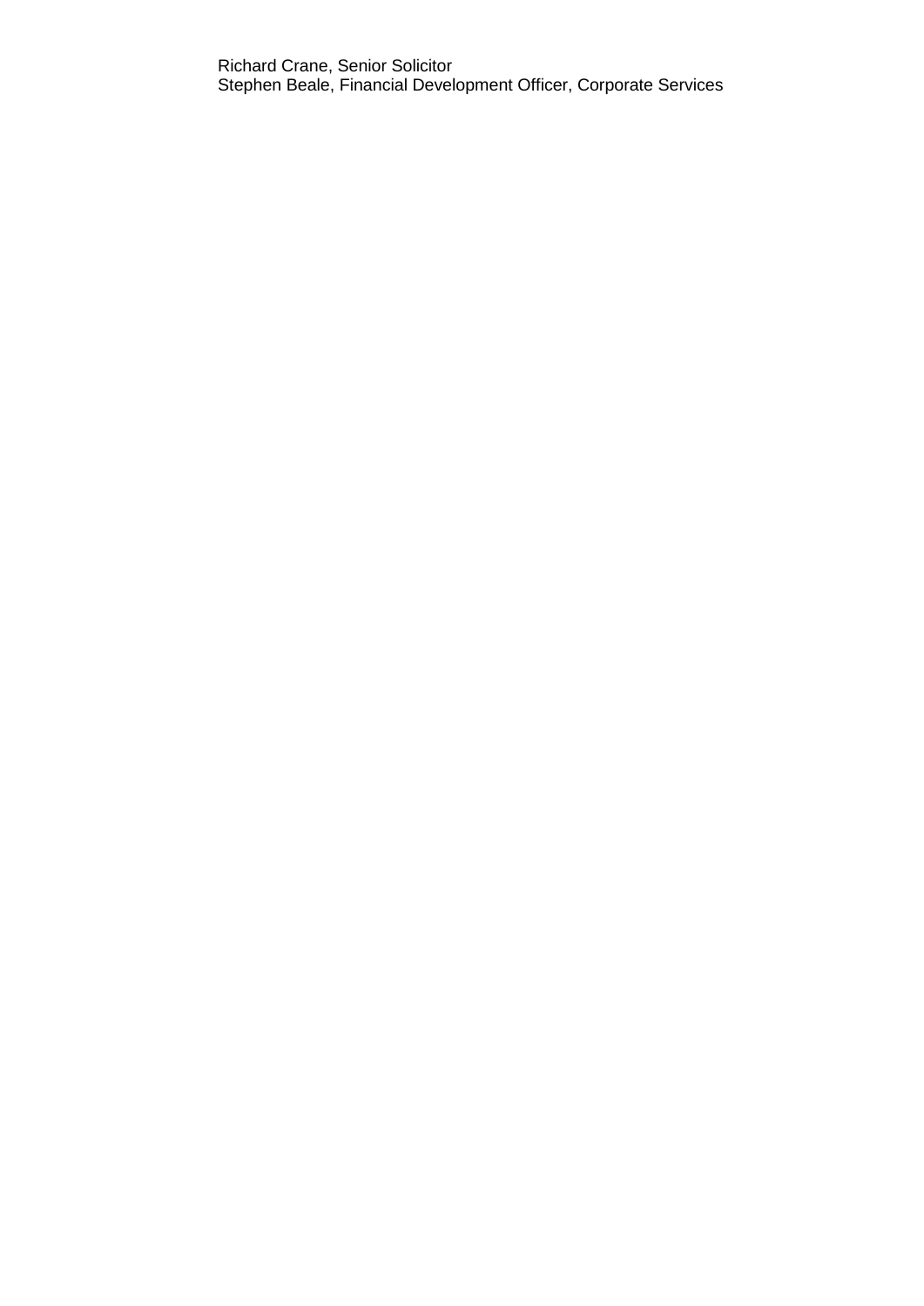Richard Crane, Senior Solicitor
Stephen Beale, Financial Development Officer, Corporate Services